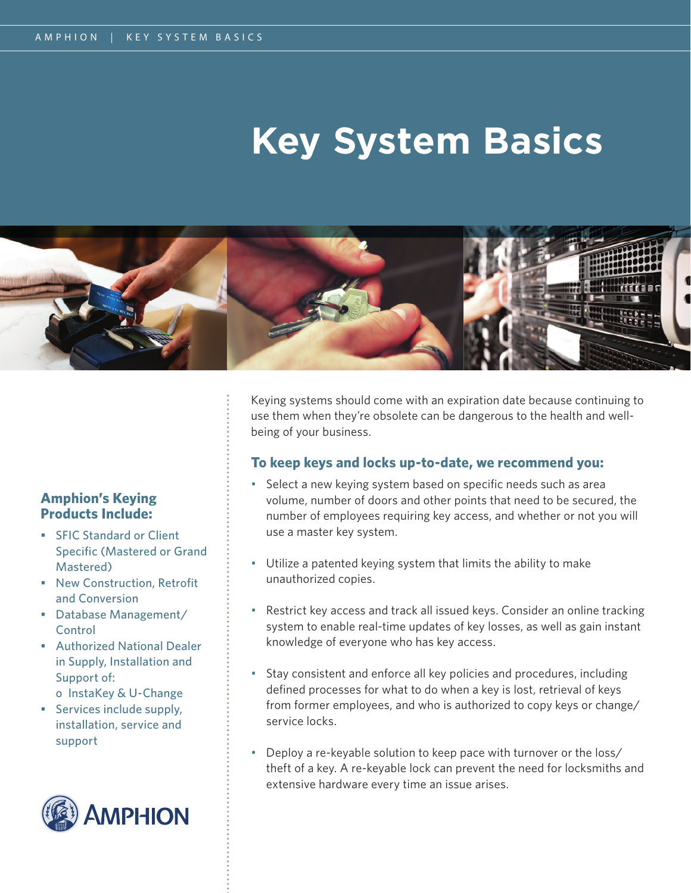# Key System Basics

Keying systems should come with an expiration date because continuing to use them when they're obsolete can be dangerous to the health and well-being of your business.

## To keep keys and locks up-to-date, we recommend you:

- Select a new keying system based on specific needs such as area volume, number of doors and other points that need to be secured, the number of employees requiring key access, and whether or not you will use a master key system.
- Utilize a patented keying system that limits the ability to make unauthorized copies.
- Restrict key access and track all issued keys. Consider an online tracking system to enable real-time updates of key losses, as well as gain instant knowledge of everyone who has key access.
- Stay consistent and enforce all key policies and procedures, including defined processes for what to do when a key is lost, retrieval of keys from former employees, and who is authorized to copy keys or change/service locks.
- Deploy a re-keyable solution to keep pace with turnover or the loss/theft of a key. A re-keyable lock can prevent the need for locksmiths and extensive hardware every time an issue arises.

## Amphion's Keying Products Include:

- SFIC Standard or Client Specific (Mastered or Grand Mastered)
- New Construction, Retrofit and Conversion
- Database Management/Control
- Authorized National Dealer in Supply, Installation and Support of:
  - InstaKey & U-Change
- Services include supply, installation, service and support

AMPHION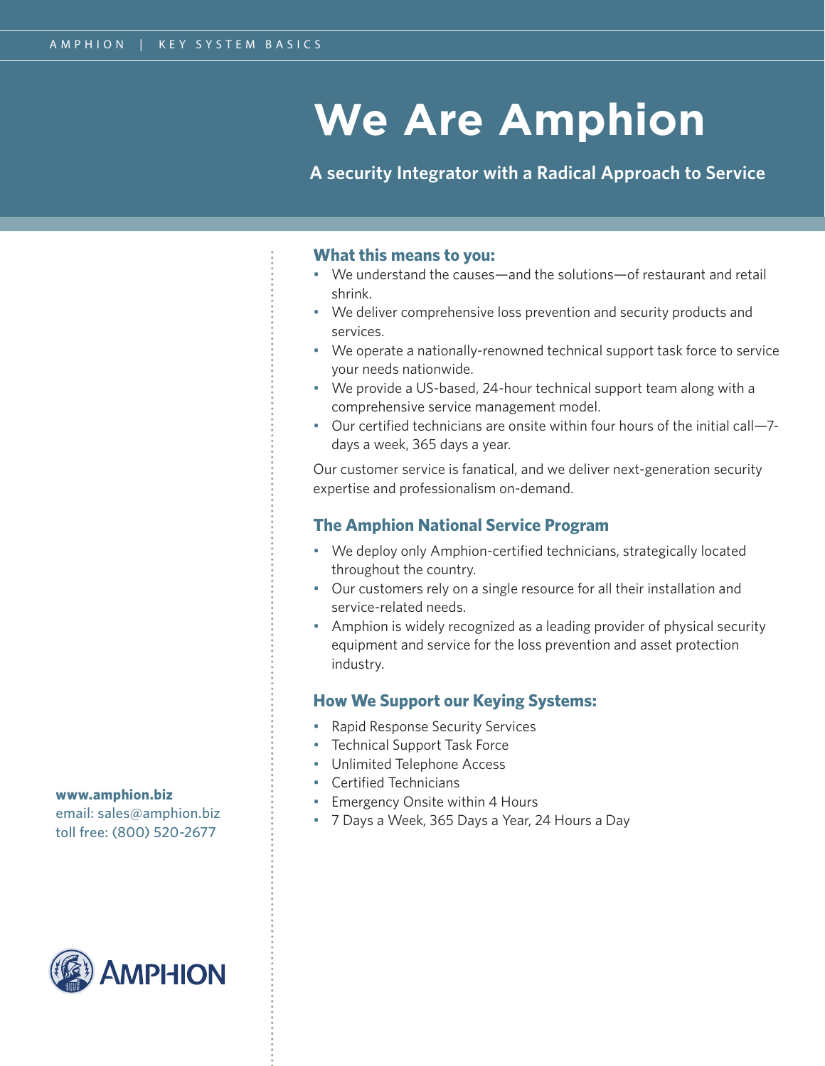# We Are Amphion

## A security Integrator with a Radical Approach to Service

### What this means to you:

- We understand the causes—and the solutions—of restaurant and retail shrink.
- We deliver comprehensive loss prevention and security products and services.
- We operate a nationally-renowned technical support task force to service your needs nationwide.
- We provide a US-based, 24-hour technical support team along with a comprehensive service management model.
- Our certified technicians are onsite within four hours of the initial call—7-days a week, 365 days a year.

Our customer service is fanatical, and we deliver next-generation security expertise and professionalism on-demand.

### The Amphion National Service Program

- We deploy only Amphion-certified technicians, strategically located throughout the country.
- Our customers rely on a single resource for all their installation and service-related needs.
- Amphion is widely recognized as a leading provider of physical security equipment and service for the loss prevention and asset protection industry.

### How We Support our Keying Systems:

- Rapid Response Security Services
- Technical Support Task Force
- Unlimited Telephone Access
- Certified Technicians
- Emergency Onsite within 4 Hours
- 7 Days a Week, 365 Days a Year, 24 Hours a Day

**www.amphion.biz**
email: sales@amphion.biz
toll free: (800) 520-2677

AMPHION